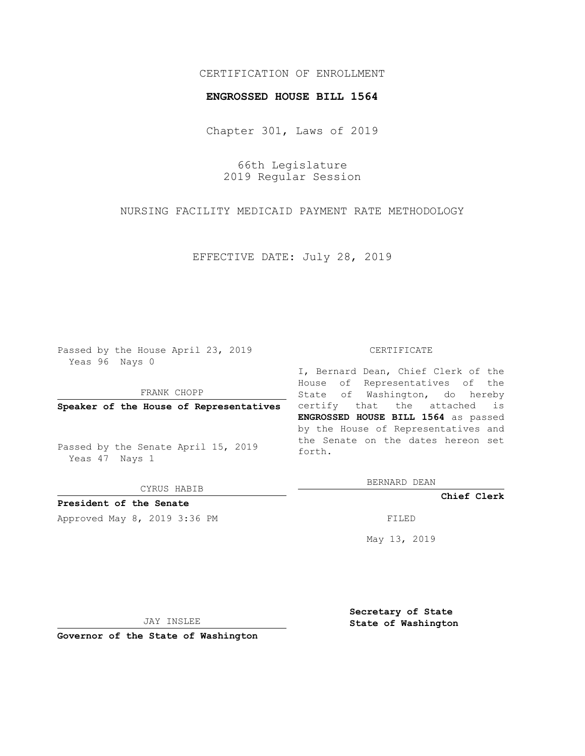CERTIFICATION OF ENROLLMENT

**ENGROSSED HOUSE BILL 1564**

Chapter 301, Laws of 2019

66th Legislature
2019 Regular Session

NURSING FACILITY MEDICAID PAYMENT RATE METHODOLOGY

EFFECTIVE DATE: July 28, 2019

Passed by the House April 23, 2019
Yeas 96 Nays 0

FRANK CHOPP

**Speaker of the House of Representatives**

Passed by the Senate April 15, 2019
Yeas 47 Nays 1

CYRUS HABIB

**President of the Senate**

Approved May 8, 2019 3:36 PM

CERTIFICATE

I, Bernard Dean, Chief Clerk of the House of Representatives of the State of Washington, do hereby certify that the attached is **ENGROSSED HOUSE BILL 1564** as passed by the House of Representatives and the Senate on the dates hereon set forth.

BERNARD DEAN

**Chief Clerk**

FILED

May 13, 2019

JAY INSLEE

**Governor of the State of Washington**

**Secretary of State**
**State of Washington**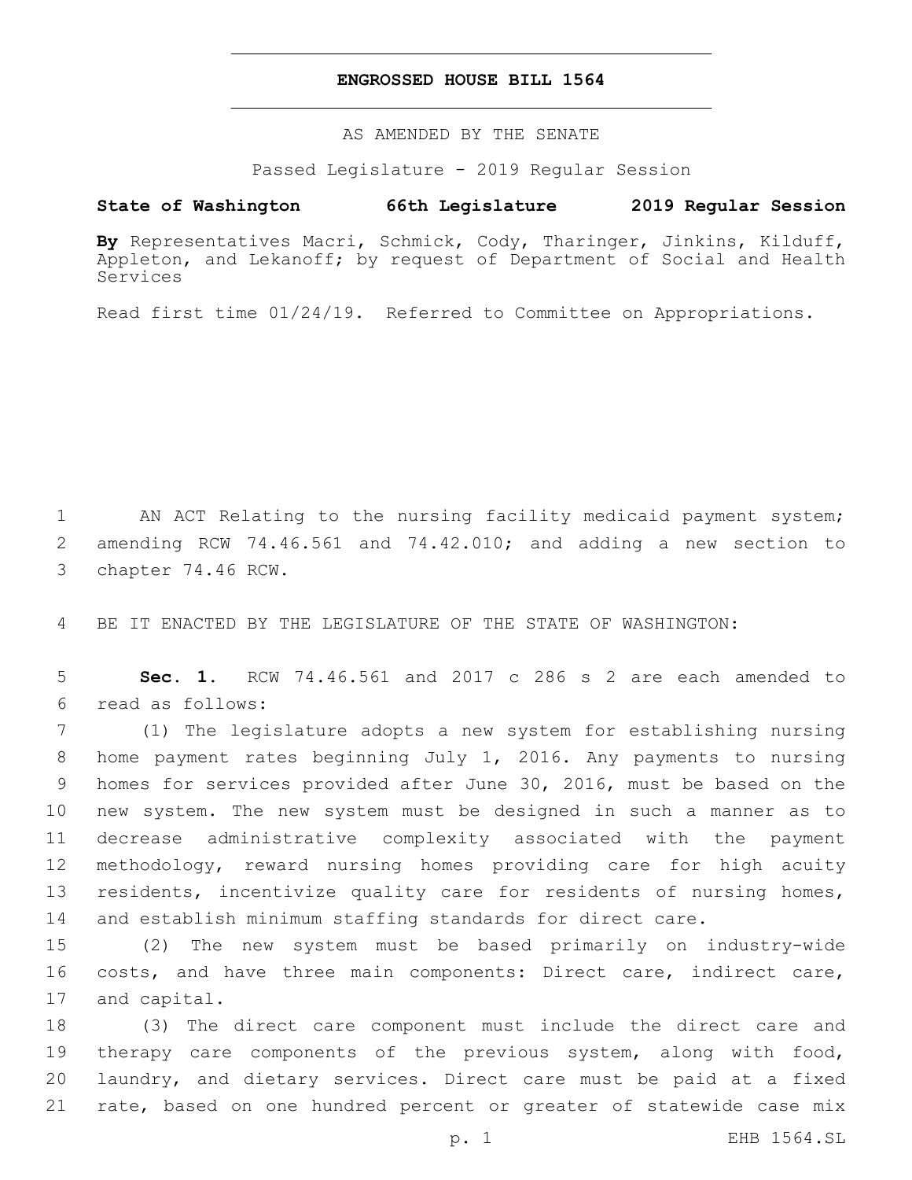**ENGROSSED HOUSE BILL 1564**

AS AMENDED BY THE SENATE

Passed Legislature - 2019 Regular Session

**State of Washington 66th Legislature 2019 Regular Session**

**By** Representatives Macri, Schmick, Cody, Tharinger, Jinkins, Kilduff, Appleton, and Lekanoff; by request of Department of Social and Health Services

Read first time 01/24/19. Referred to Committee on Appropriations.

AN ACT Relating to the nursing facility medicaid payment system; amending RCW 74.46.561 and 74.42.010; and adding a new section to chapter 74.46 RCW.

BE IT ENACTED BY THE LEGISLATURE OF THE STATE OF WASHINGTON:

**Sec. 1.** RCW 74.46.561 and 2017 c 286 s 2 are each amended to read as follows:

(1) The legislature adopts a new system for establishing nursing home payment rates beginning July 1, 2016. Any payments to nursing homes for services provided after June 30, 2016, must be based on the new system. The new system must be designed in such a manner as to decrease administrative complexity associated with the payment methodology, reward nursing homes providing care for high acuity residents, incentivize quality care for residents of nursing homes, and establish minimum staffing standards for direct care.

(2) The new system must be based primarily on industry-wide costs, and have three main components: Direct care, indirect care, and capital.

(3) The direct care component must include the direct care and therapy care components of the previous system, along with food, laundry, and dietary services. Direct care must be paid at a fixed rate, based on one hundred percent or greater of statewide case mix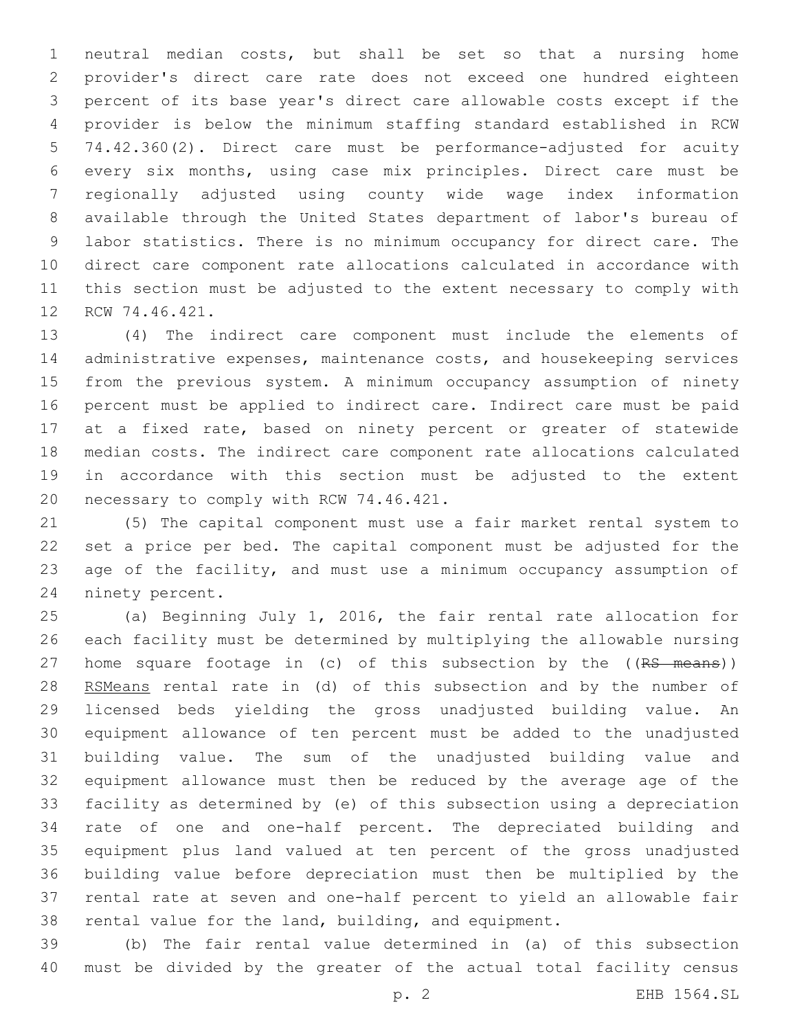neutral median costs, but shall be set so that a nursing home provider's direct care rate does not exceed one hundred eighteen percent of its base year's direct care allowable costs except if the provider is below the minimum staffing standard established in RCW 74.42.360(2). Direct care must be performance-adjusted for acuity every six months, using case mix principles. Direct care must be regionally adjusted using county wide wage index information available through the United States department of labor's bureau of labor statistics. There is no minimum occupancy for direct care. The direct care component rate allocations calculated in accordance with this section must be adjusted to the extent necessary to comply with RCW 74.46.421.

(4) The indirect care component must include the elements of administrative expenses, maintenance costs, and housekeeping services from the previous system. A minimum occupancy assumption of ninety percent must be applied to indirect care. Indirect care must be paid at a fixed rate, based on ninety percent or greater of statewide median costs. The indirect care component rate allocations calculated in accordance with this section must be adjusted to the extent necessary to comply with RCW 74.46.421.

(5) The capital component must use a fair market rental system to set a price per bed. The capital component must be adjusted for the age of the facility, and must use a minimum occupancy assumption of ninety percent.

(a) Beginning July 1, 2016, the fair rental rate allocation for each facility must be determined by multiplying the allowable nursing home square footage in (c) of this subsection by the ((~~RS means~~)) RSMeans rental rate in (d) of this subsection and by the number of licensed beds yielding the gross unadjusted building value. An equipment allowance of ten percent must be added to the unadjusted building value. The sum of the unadjusted building value and equipment allowance must then be reduced by the average age of the facility as determined by (e) of this subsection using a depreciation rate of one and one-half percent. The depreciated building and equipment plus land valued at ten percent of the gross unadjusted building value before depreciation must then be multiplied by the rental rate at seven and one-half percent to yield an allowable fair rental value for the land, building, and equipment.

(b) The fair rental value determined in (a) of this subsection must be divided by the greater of the actual total facility census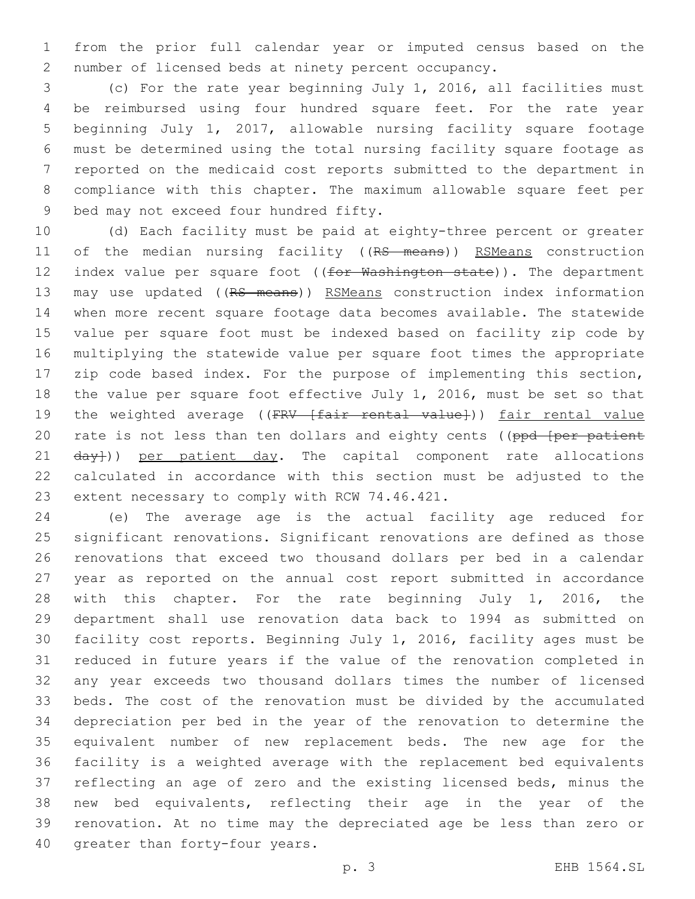from the prior full calendar year or imputed census based on the number of licensed beds at ninety percent occupancy.

(c) For the rate year beginning July 1, 2016, all facilities must be reimbursed using four hundred square feet. For the rate year beginning July 1, 2017, allowable nursing facility square footage must be determined using the total nursing facility square footage as reported on the medicaid cost reports submitted to the department in compliance with this chapter. The maximum allowable square feet per bed may not exceed four hundred fifty.

(d) Each facility must be paid at eighty-three percent or greater of the median nursing facility ((~~RS means~~)) <u>RSMeans</u> construction index value per square foot ((~~for Washington state~~)). The department may use updated ((~~RS means~~)) <u>RSMeans</u> construction index information when more recent square footage data becomes available. The statewide value per square foot must be indexed based on facility zip code by multiplying the statewide value per square foot times the appropriate zip code based index. For the purpose of implementing this section, the value per square foot effective July 1, 2016, must be set so that the weighted average ((~~FRV [fair rental value]~~)) <u>fair rental value</u> rate is not less than ten dollars and eighty cents ((~~ppd [per patient day]~~)) <u>per patient day</u>. The capital component rate allocations calculated in accordance with this section must be adjusted to the extent necessary to comply with RCW 74.46.421.

(e) The average age is the actual facility age reduced for significant renovations. Significant renovations are defined as those renovations that exceed two thousand dollars per bed in a calendar year as reported on the annual cost report submitted in accordance with this chapter. For the rate beginning July 1, 2016, the department shall use renovation data back to 1994 as submitted on facility cost reports. Beginning July 1, 2016, facility ages must be reduced in future years if the value of the renovation completed in any year exceeds two thousand dollars times the number of licensed beds. The cost of the renovation must be divided by the accumulated depreciation per bed in the year of the renovation to determine the equivalent number of new replacement beds. The new age for the facility is a weighted average with the replacement bed equivalents reflecting an age of zero and the existing licensed beds, minus the new bed equivalents, reflecting their age in the year of the renovation. At no time may the depreciated age be less than zero or greater than forty-four years.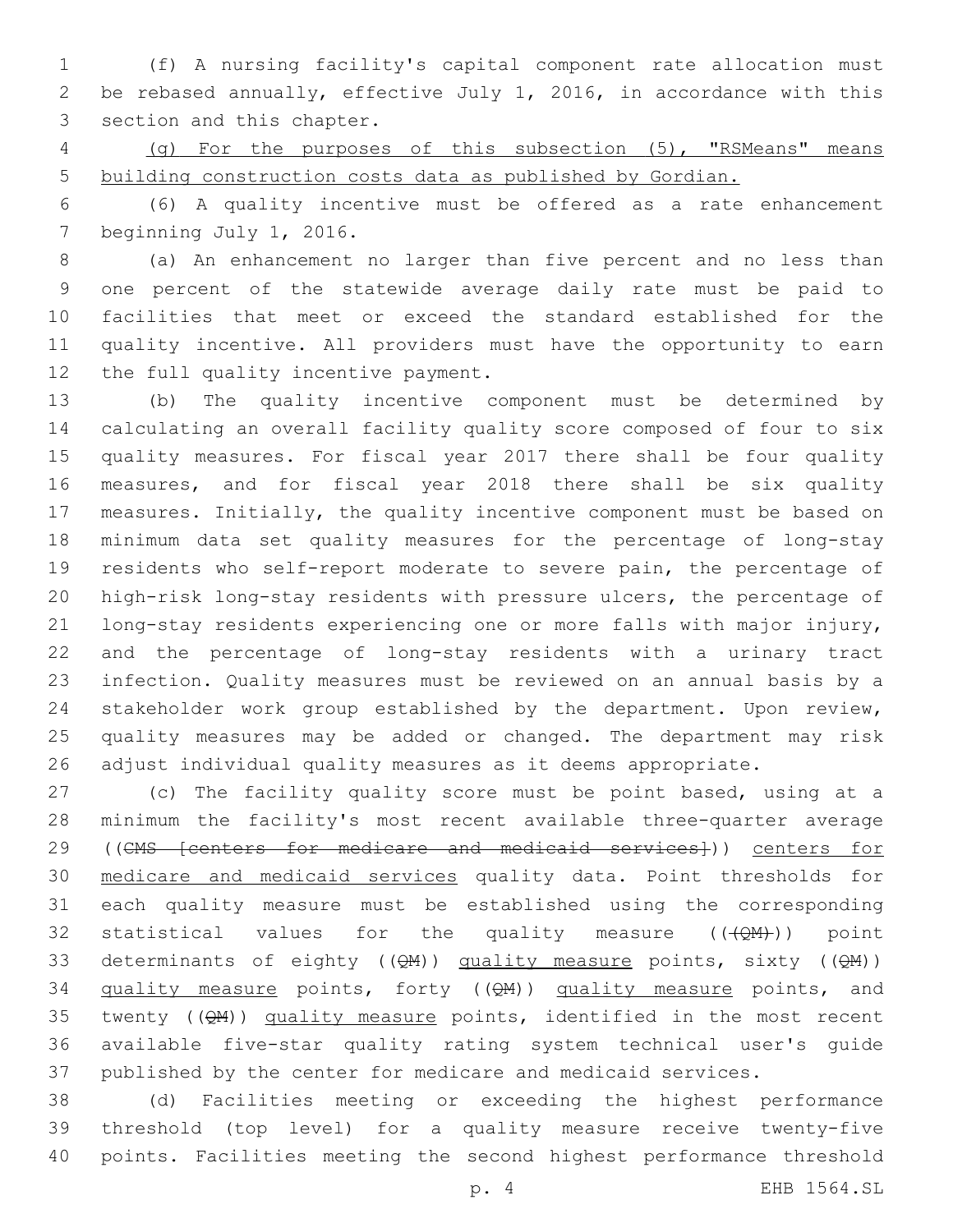(f) A nursing facility's capital component rate allocation must be rebased annually, effective July 1, 2016, in accordance with this section and this chapter.

<u>(g) For the purposes of this subsection (5), "RSMeans" means building construction costs data as published by Gordian.</u>

(6) A quality incentive must be offered as a rate enhancement beginning July 1, 2016.

(a) An enhancement no larger than five percent and no less than one percent of the statewide average daily rate must be paid to facilities that meet or exceed the standard established for the quality incentive. All providers must have the opportunity to earn the full quality incentive payment.

(b) The quality incentive component must be determined by calculating an overall facility quality score composed of four to six quality measures. For fiscal year 2017 there shall be four quality measures, and for fiscal year 2018 there shall be six quality measures. Initially, the quality incentive component must be based on minimum data set quality measures for the percentage of long-stay residents who self-report moderate to severe pain, the percentage of high-risk long-stay residents with pressure ulcers, the percentage of long-stay residents experiencing one or more falls with major injury, and the percentage of long-stay residents with a urinary tract infection. Quality measures must be reviewed on an annual basis by a stakeholder work group established by the department. Upon review, quality measures may be added or changed. The department may risk adjust individual quality measures as it deems appropriate.

(c) The facility quality score must be point based, using at a minimum the facility's most recent available three-quarter average ((~~CMS [centers for medicare and medicaid services]~~)) <u>centers for medicare and medicaid services</u> quality data. Point thresholds for each quality measure must be established using the corresponding statistical values for the quality measure ((~~(QM)~~)) point determinants of eighty ((~~QM~~)) <u>quality measure</u> points, sixty ((~~QM~~)) <u>quality measure</u> points, forty ((~~QM~~)) <u>quality measure</u> points, and twenty ((~~QM~~)) <u>quality measure</u> points, identified in the most recent available five-star quality rating system technical user's guide published by the center for medicare and medicaid services.

(d) Facilities meeting or exceeding the highest performance threshold (top level) for a quality measure receive twenty-five points. Facilities meeting the second highest performance threshold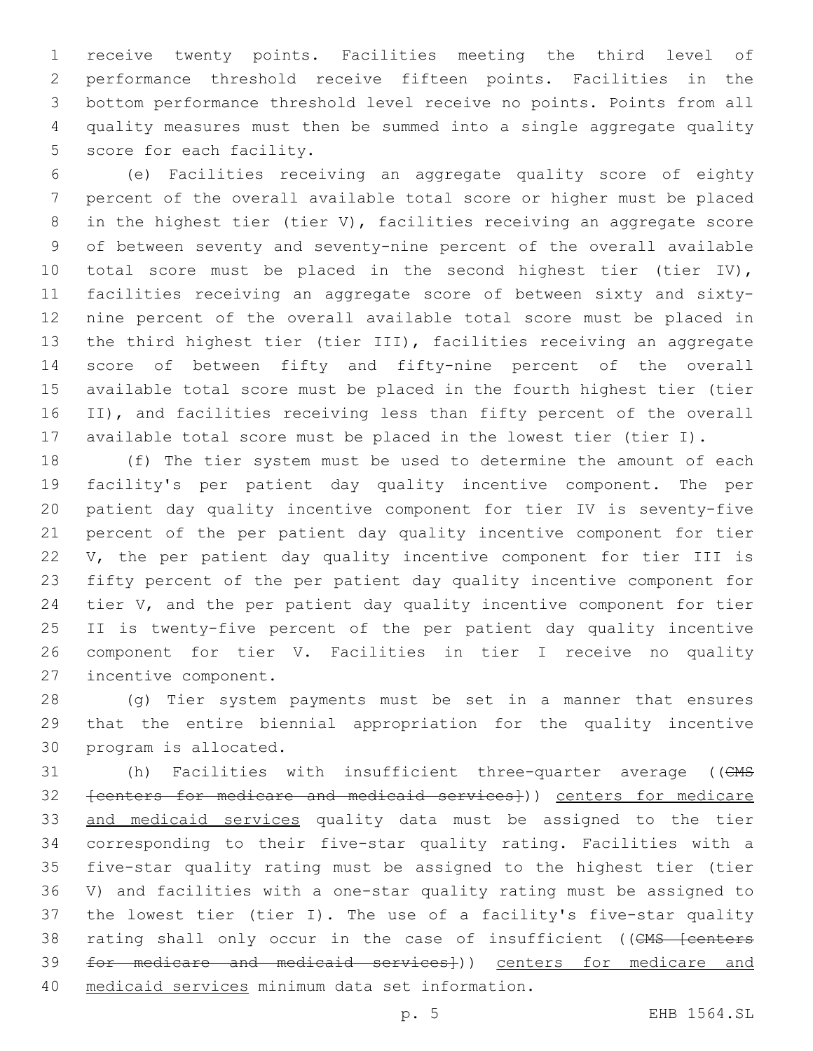receive twenty points. Facilities meeting the third level of performance threshold receive fifteen points. Facilities in the bottom performance threshold level receive no points. Points from all quality measures must then be summed into a single aggregate quality score for each facility.

(e) Facilities receiving an aggregate quality score of eighty percent of the overall available total score or higher must be placed in the highest tier (tier V), facilities receiving an aggregate score of between seventy and seventy-nine percent of the overall available total score must be placed in the second highest tier (tier IV), facilities receiving an aggregate score of between sixty and sixty-nine percent of the overall available total score must be placed in the third highest tier (tier III), facilities receiving an aggregate score of between fifty and fifty-nine percent of the overall available total score must be placed in the fourth highest tier (tier II), and facilities receiving less than fifty percent of the overall available total score must be placed in the lowest tier (tier I).

(f) The tier system must be used to determine the amount of each facility's per patient day quality incentive component. The per patient day quality incentive component for tier IV is seventy-five percent of the per patient day quality incentive component for tier V, the per patient day quality incentive component for tier III is fifty percent of the per patient day quality incentive component for tier V, and the per patient day quality incentive component for tier II is twenty-five percent of the per patient day quality incentive component for tier V. Facilities in tier I receive no quality incentive component.

(g) Tier system payments must be set in a manner that ensures that the entire biennial appropriation for the quality incentive program is allocated.

(h) Facilities with insufficient three-quarter average ((~~CMS [centers for medicare and medicaid services]~~)) centers for medicare and medicaid services quality data must be assigned to the tier corresponding to their five-star quality rating. Facilities with a five-star quality rating must be assigned to the highest tier (tier V) and facilities with a one-star quality rating must be assigned to the lowest tier (tier I). The use of a facility's five-star quality rating shall only occur in the case of insufficient ((~~CMS [centers for medicare and medicaid services]~~)) centers for medicare and medicaid services minimum data set information.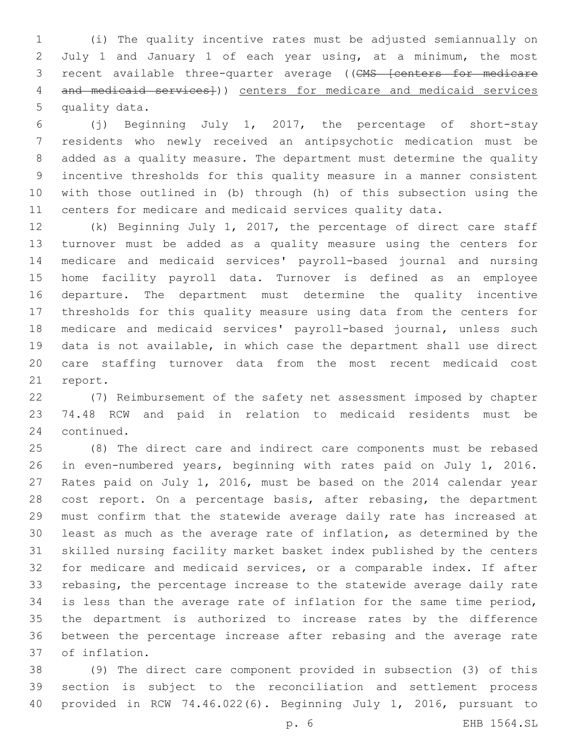(i) The quality incentive rates must be adjusted semiannually on July 1 and January 1 of each year using, at a minimum, the most recent available three-quarter average ((~~CMS [centers for medicare and medicaid services]~~)) <u>centers for medicare and medicaid services</u> quality data.

(j) Beginning July 1, 2017, the percentage of short-stay residents who newly received an antipsychotic medication must be added as a quality measure. The department must determine the quality incentive thresholds for this quality measure in a manner consistent with those outlined in (b) through (h) of this subsection using the centers for medicare and medicaid services quality data.

(k) Beginning July 1, 2017, the percentage of direct care staff turnover must be added as a quality measure using the centers for medicare and medicaid services' payroll-based journal and nursing home facility payroll data. Turnover is defined as an employee departure. The department must determine the quality incentive thresholds for this quality measure using data from the centers for medicare and medicaid services' payroll-based journal, unless such data is not available, in which case the department shall use direct care staffing turnover data from the most recent medicaid cost report.

(7) Reimbursement of the safety net assessment imposed by chapter 74.48 RCW and paid in relation to medicaid residents must be continued.

(8) The direct care and indirect care components must be rebased in even-numbered years, beginning with rates paid on July 1, 2016. Rates paid on July 1, 2016, must be based on the 2014 calendar year cost report. On a percentage basis, after rebasing, the department must confirm that the statewide average daily rate has increased at least as much as the average rate of inflation, as determined by the skilled nursing facility market basket index published by the centers for medicare and medicaid services, or a comparable index. If after rebasing, the percentage increase to the statewide average daily rate is less than the average rate of inflation for the same time period, the department is authorized to increase rates by the difference between the percentage increase after rebasing and the average rate of inflation.

(9) The direct care component provided in subsection (3) of this section is subject to the reconciliation and settlement process provided in RCW 74.46.022(6). Beginning July 1, 2016, pursuant to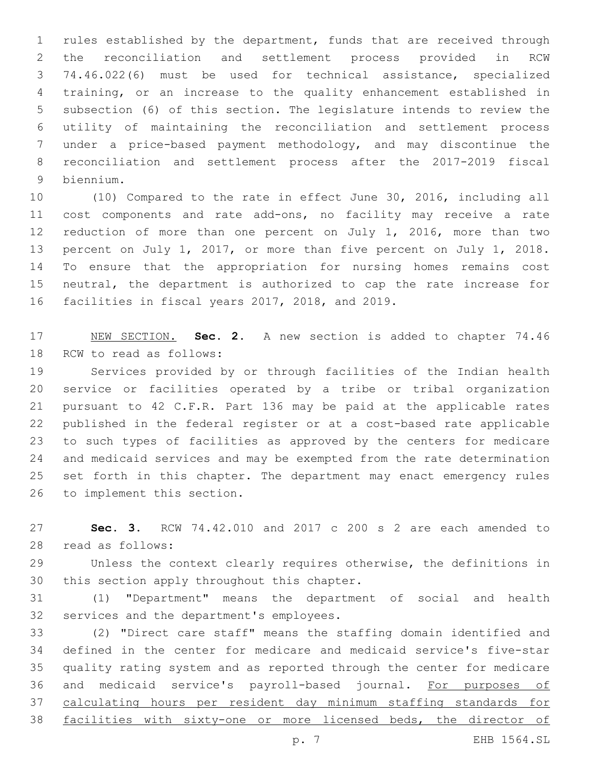rules established by the department, funds that are received through the reconciliation and settlement process provided in RCW 74.46.022(6) must be used for technical assistance, specialized training, or an increase to the quality enhancement established in subsection (6) of this section. The legislature intends to review the utility of maintaining the reconciliation and settlement process under a price-based payment methodology, and may discontinue the reconciliation and settlement process after the 2017-2019 fiscal biennium.

(10) Compared to the rate in effect June 30, 2016, including all cost components and rate add-ons, no facility may receive a rate reduction of more than one percent on July 1, 2016, more than two percent on July 1, 2017, or more than five percent on July 1, 2018. To ensure that the appropriation for nursing homes remains cost neutral, the department is authorized to cap the rate increase for facilities in fiscal years 2017, 2018, and 2019.

NEW SECTION. **Sec. 2.** A new section is added to chapter 74.46 RCW to read as follows:

Services provided by or through facilities of the Indian health service or facilities operated by a tribe or tribal organization pursuant to 42 C.F.R. Part 136 may be paid at the applicable rates published in the federal register or at a cost-based rate applicable to such types of facilities as approved by the centers for medicare and medicaid services and may be exempted from the rate determination set forth in this chapter. The department may enact emergency rules to implement this section.

**Sec. 3.** RCW 74.42.010 and 2017 c 200 s 2 are each amended to read as follows:

Unless the context clearly requires otherwise, the definitions in this section apply throughout this chapter.

(1) "Department" means the department of social and health services and the department's employees.

(2) "Direct care staff" means the staffing domain identified and defined in the center for medicare and medicaid service's five-star quality rating system and as reported through the center for medicare and medicaid service's payroll-based journal. For purposes of calculating hours per resident day minimum staffing standards for facilities with sixty-one or more licensed beds, the director of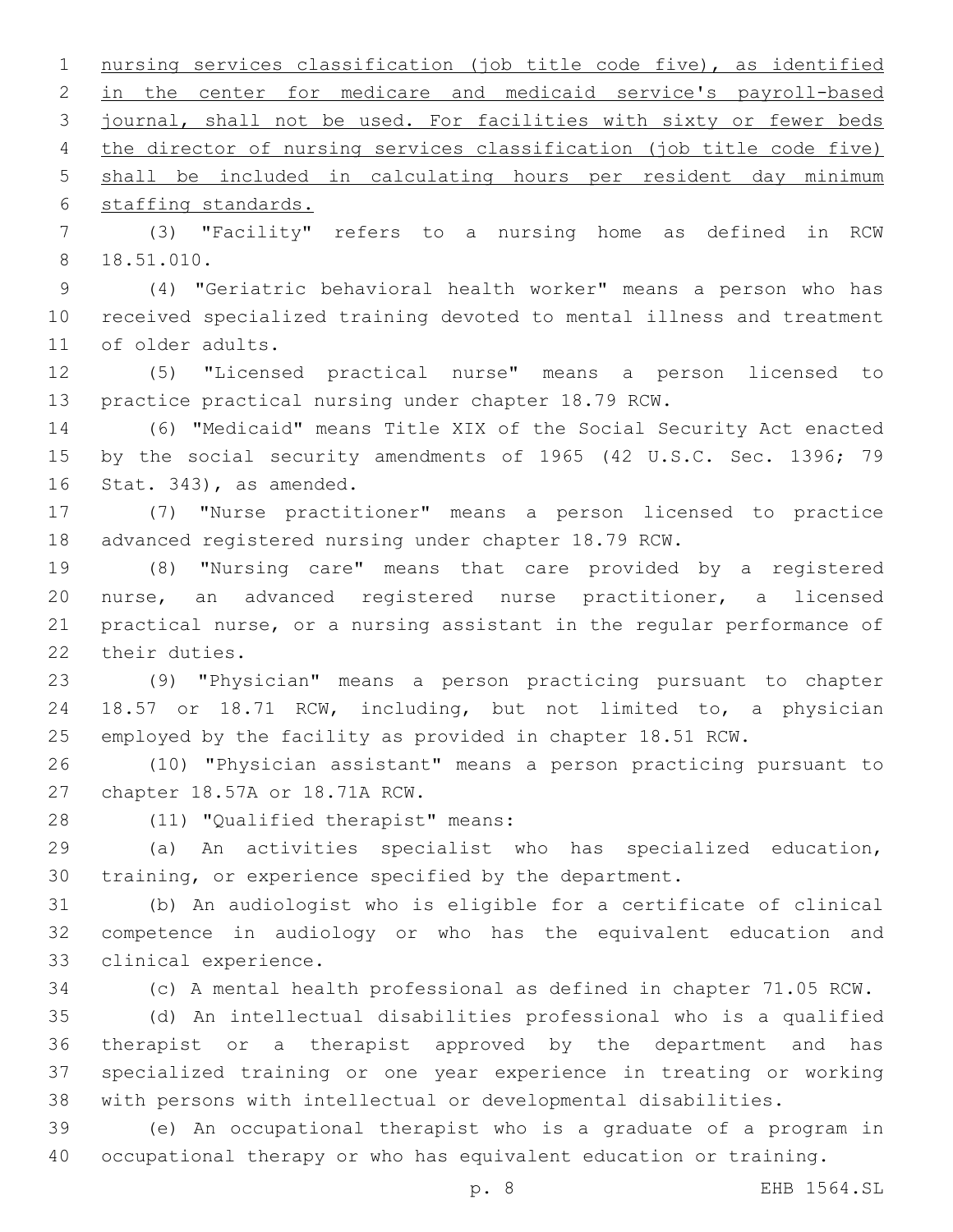nursing services classification (job title code five), as identified in the center for medicare and medicaid service's payroll-based journal, shall not be used. For facilities with sixty or fewer beds the director of nursing services classification (job title code five) shall be included in calculating hours per resident day minimum staffing standards.

(3) "Facility" refers to a nursing home as defined in RCW 18.51.010.

(4) "Geriatric behavioral health worker" means a person who has received specialized training devoted to mental illness and treatment of older adults.

(5) "Licensed practical nurse" means a person licensed to practice practical nursing under chapter 18.79 RCW.

(6) "Medicaid" means Title XIX of the Social Security Act enacted by the social security amendments of 1965 (42 U.S.C. Sec. 1396; 79 Stat. 343), as amended.

(7) "Nurse practitioner" means a person licensed to practice advanced registered nursing under chapter 18.79 RCW.

(8) "Nursing care" means that care provided by a registered nurse, an advanced registered nurse practitioner, a licensed practical nurse, or a nursing assistant in the regular performance of their duties.

(9) "Physician" means a person practicing pursuant to chapter 18.57 or 18.71 RCW, including, but not limited to, a physician employed by the facility as provided in chapter 18.51 RCW.

(10) "Physician assistant" means a person practicing pursuant to chapter 18.57A or 18.71A RCW.

(11) "Qualified therapist" means:

(a) An activities specialist who has specialized education, training, or experience specified by the department.

(b) An audiologist who is eligible for a certificate of clinical competence in audiology or who has the equivalent education and clinical experience.

(c) A mental health professional as defined in chapter 71.05 RCW.

(d) An intellectual disabilities professional who is a qualified therapist or a therapist approved by the department and has specialized training or one year experience in treating or working with persons with intellectual or developmental disabilities.

(e) An occupational therapist who is a graduate of a program in occupational therapy or who has equivalent education or training.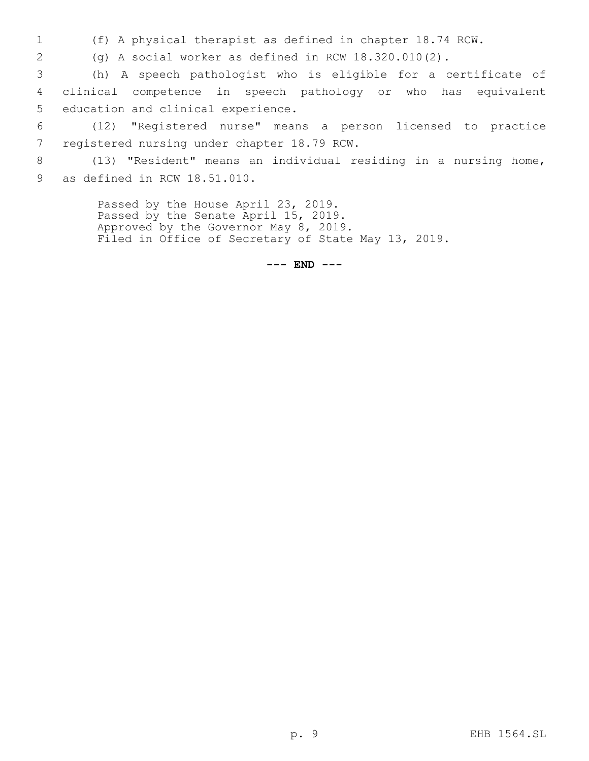(f) A physical therapist as defined in chapter 18.74 RCW.

(g) A social worker as defined in RCW 18.320.010(2).

(h) A speech pathologist who is eligible for a certificate of clinical competence in speech pathology or who has equivalent education and clinical experience.

(12) "Registered nurse" means a person licensed to practice registered nursing under chapter 18.79 RCW.

(13) "Resident" means an individual residing in a nursing home, as defined in RCW 18.51.010.

Passed by the House April 23, 2019.
Passed by the Senate April 15, 2019.
Approved by the Governor May 8, 2019.
Filed in Office of Secretary of State May 13, 2019.

**--- END ---**